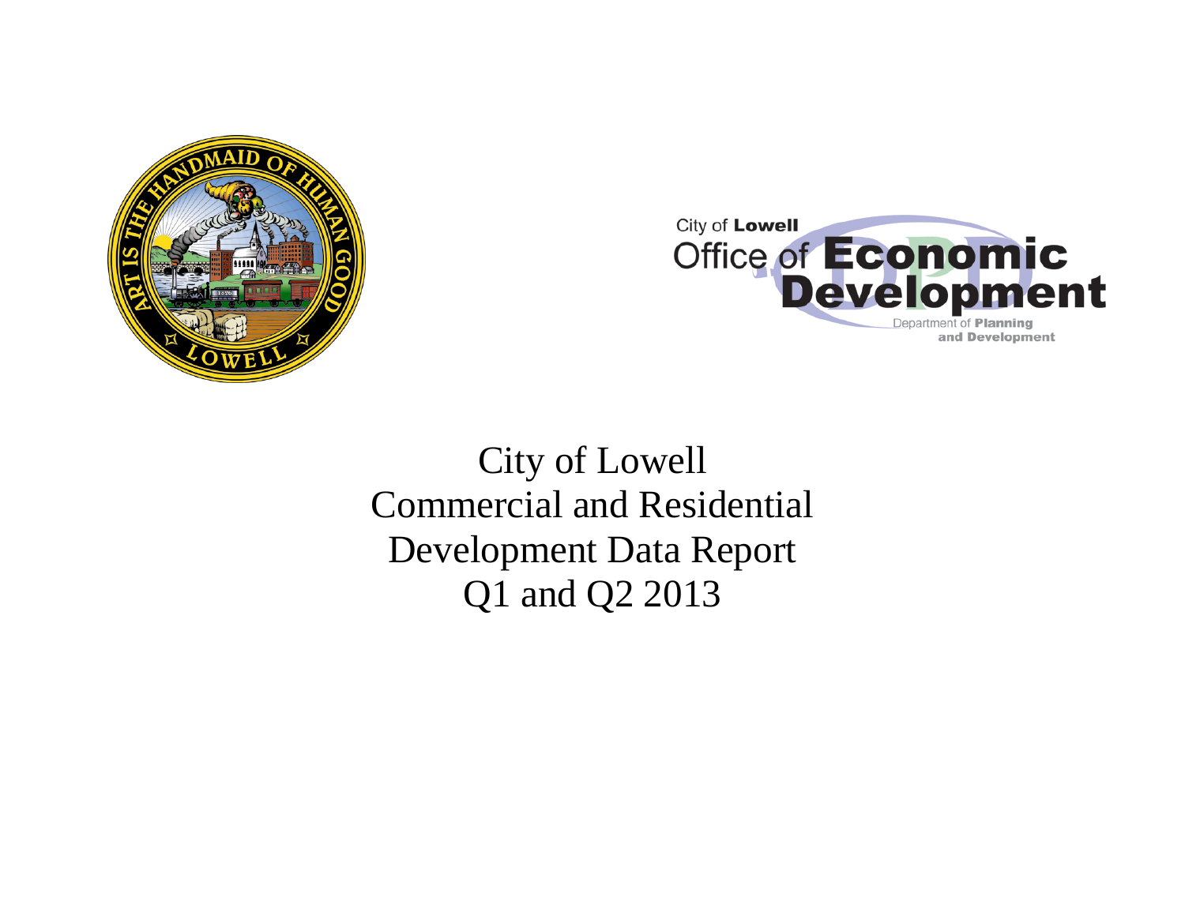City of Lowell

Office of Economic Development

Department of Planning and Development

# City of Lowell Commercial and Residential Development Data Report Q1 and Q2 2013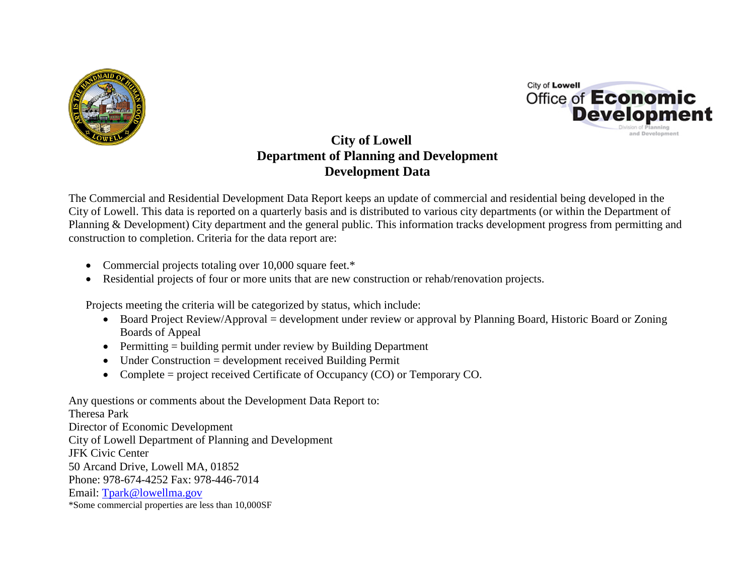# City of Lowell
# Department of Planning and Development
# Development Data

The Commercial and Residential Development Data Report keeps an update of commercial and residential being developed in the City of Lowell. This data is reported on a quarterly basis and is distributed to various city departments (or within the Department of Planning & Development) City department and the general public. This information tracks development progress from permitting and construction to completion. Criteria for the data report are:

- Commercial projects totaling over 10,000 square feet.*
- Residential projects of four or more units that are new construction or rehab/renovation projects.

Projects meeting the criteria will be categorized by status, which include:

- Board Project Review/Approval = development under review or approval by Planning Board, Historic Board or Zoning Boards of Appeal
- Permitting = building permit under review by Building Department
- Under Construction = development received Building Permit
- Complete = project received Certificate of Occupancy (CO) or Temporary CO.

Any questions or comments about the Development Data Report to:
Theresa Park
Director of Economic Development
City of Lowell Department of Planning and Development
JFK Civic Center
50 Arcand Drive, Lowell MA, 01852
Phone: 978-674-4252 Fax: 978-446-7014
Email: Tpark@lowellma.gov

*Some commercial properties are less than 10,000SF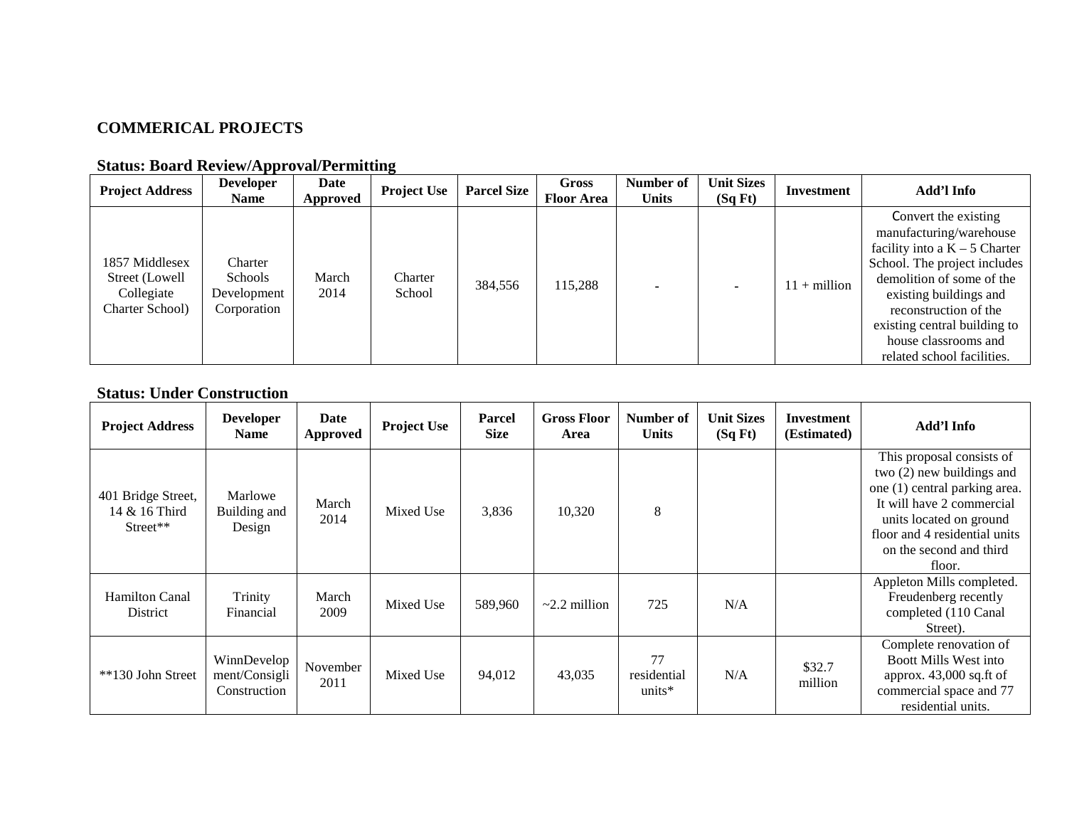## COMMERICAL PROJECTS

### Status: Board Review/Approval/Permitting

| Project Address | Developer Name | Date Approved | Project Use | Parcel Size | Gross Floor Area | Number of Units | Unit Sizes (Sq Ft) | Investment | Add'l Info |
|---|---|---|---|---|---|---|---|---|---|
| 1857 Middlesex Street (Lowell Collegiate Charter School) | Charter Schools Development Corporation | March 2014 | Charter School | 384,556 | 115,288 | - | - | 11 + million | Convert the existing manufacturing/warehouse facility into a K – 5 Charter School. The project includes demolition of some of the existing buildings and reconstruction of the existing central building to house classrooms and related school facilities. |

### Status: Under Construction

| Project Address | Developer Name | Date Approved | Project Use | Parcel Size | Gross Floor Area | Number of Units | Unit Sizes (Sq Ft) | Investment (Estimated) | Add'l Info |
|---|---|---|---|---|---|---|---|---|---|
| 401 Bridge Street, 14 & 16 Third Street** | Marlowe Building and Design | March 2014 | Mixed Use | 3,836 | 10,320 | 8 | | | This proposal consists of two (2) new buildings and one (1) central parking area. It will have 2 commercial units located on ground floor and 4 residential units on the second and third floor. |
| Hamilton Canal District | Trinity Financial | March 2009 | Mixed Use | 589,960 | ~2.2 million | 725 | N/A | | Appleton Mills completed. Freudenberg recently completed (110 Canal Street). |
| **130 John Street | WinnDevelopment/Consigli Construction | November 2011 | Mixed Use | 94,012 | 43,035 | 77 residential units* | N/A | $32.7 million | Complete renovation of Boott Mills West into approx. 43,000 sq.ft of commercial space and 77 residential units. |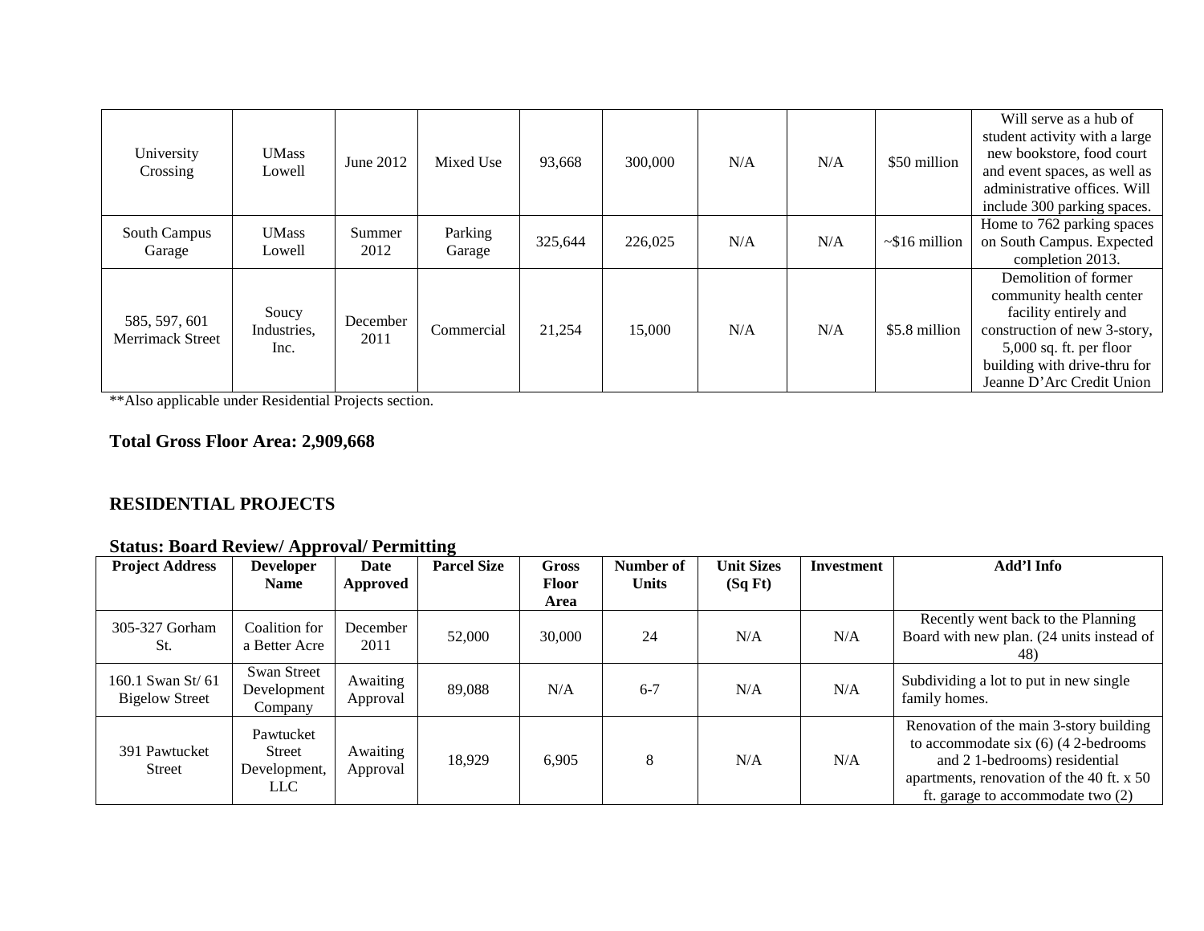| | | | | | | | | | |
|---|---|---|---|---|---|---|---|---|---|
| University Crossing | UMass Lowell | June 2012 | Mixed Use | 93,668 | 300,000 | N/A | N/A | $50 million | Will serve as a hub of student activity with a large new bookstore, food court and event spaces, as well as administrative offices. Will include 300 parking spaces. |
| South Campus Garage | UMass Lowell | Summer 2012 | Parking Garage | 325,644 | 226,025 | N/A | N/A | ~$16 million | Home to 762 parking spaces on South Campus. Expected completion 2013. |
| 585, 597, 601 Merrimack Street | Soucy Industries, Inc. | December 2011 | Commercial | 21,254 | 15,000 | N/A | N/A | $5.8 million | Demolition of former community health center facility entirely and construction of new 3-story, 5,000 sq. ft. per floor building with drive-thru for Jeanne D'Arc Credit Union |

**Also applicable under Residential Projects section.

**Total Gross Floor Area: 2,909,668**

## RESIDENTIAL PROJECTS

### Status: Board Review/ Approval/ Permitting

| Project Address | Developer Name | Date Approved | Parcel Size | Gross Floor Area | Number of Units | Unit Sizes (Sq Ft) | Investment | Add'l Info |
|---|---|---|---|---|---|---|---|---|
| 305-327 Gorham St. | Coalition for a Better Acre | December 2011 | 52,000 | 30,000 | 24 | N/A | N/A | Recently went back to the Planning Board with new plan. (24 units instead of 48) |
| 160.1 Swan St/ 61 Bigelow Street | Swan Street Development Company | Awaiting Approval | 89,088 | N/A | 6-7 | N/A | N/A | Subdividing a lot to put in new single family homes. |
| 391 Pawtucket Street | Pawtucket Street Development, LLC | Awaiting Approval | 18,929 | 6,905 | 8 | N/A | N/A | Renovation of the main 3-story building to accommodate six (6) (4 2-bedrooms and 2 1-bedrooms) residential apartments, renovation of the 40 ft. x 50 ft. garage to accommodate two (2) |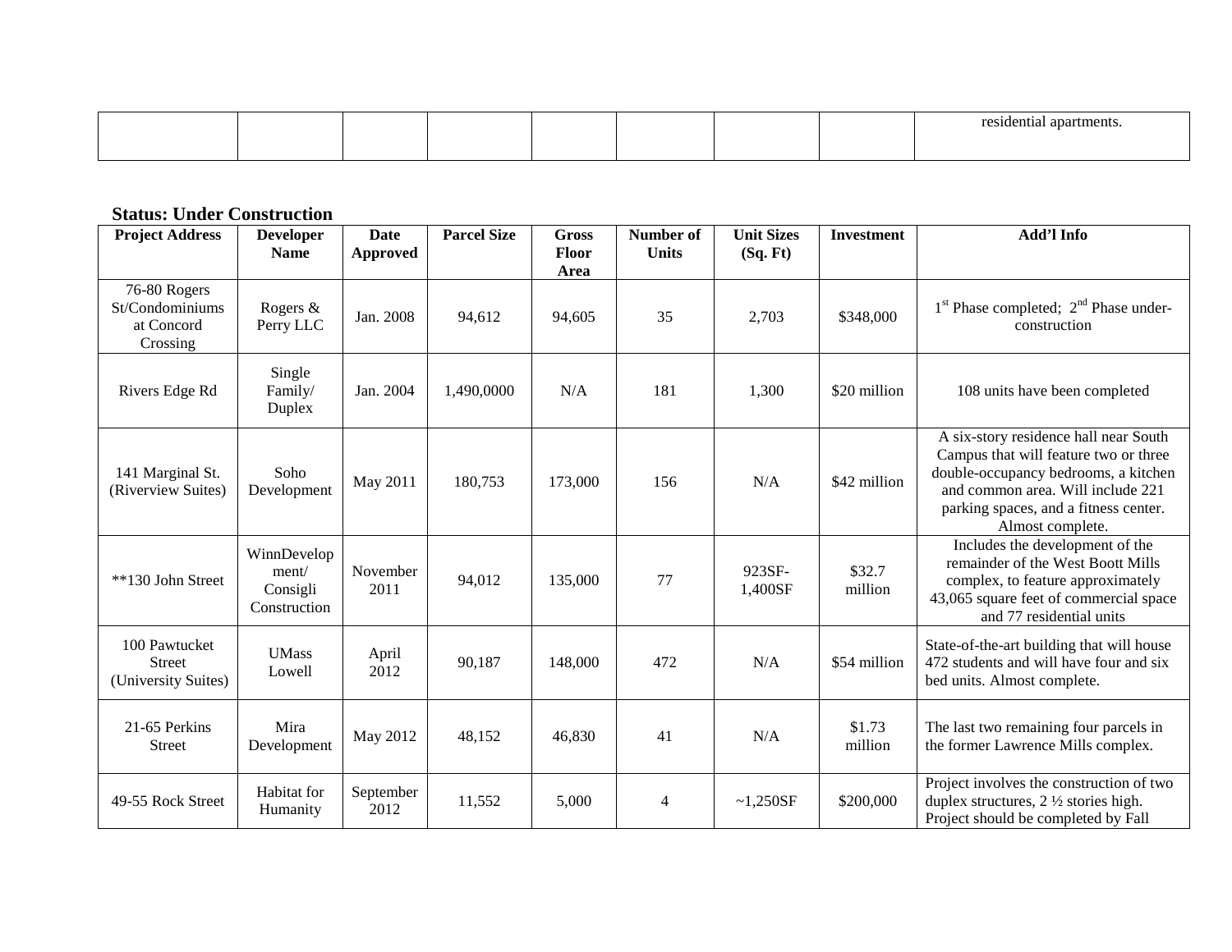| | | | | | | | | residential apartments. |
|---|---|---|---|---|---|---|---|---|

**Status: Under Construction**

| Project Address | Developer Name | Date Approved | Parcel Size | Gross Floor Area | Number of Units | Unit Sizes (Sq. Ft) | Investment | Add'l Info |
|---|---|---|---|---|---|---|---|---|
| 76-80 Rogers St/Condominiums at Concord Crossing | Rogers & Perry LLC | Jan. 2008 | 94,612 | 94,605 | 35 | 2,703 | $348,000 | 1st Phase completed; 2nd Phase under-construction |
| Rivers Edge Rd | Single Family/ Duplex | Jan. 2004 | 1,490,0000 | N/A | 181 | 1,300 | $20 million | 108 units have been completed |
| 141 Marginal St. (Riverview Suites) | Soho Development | May 2011 | 180,753 | 173,000 | 156 | N/A | $42 million | A six-story residence hall near South Campus that will feature two or three double-occupancy bedrooms, a kitchen and common area. Will include 221 parking spaces, and a fitness center. Almost complete. |
| **130 John Street | WinnDevelopment/ Consigli Construction | November 2011 | 94,012 | 135,000 | 77 | 923SF-1,400SF | $32.7 million | Includes the development of the remainder of the West Boott Mills complex, to feature approximately 43,065 square feet of commercial space and 77 residential units |
| 100 Pawtucket Street (University Suites) | UMass Lowell | April 2012 | 90,187 | 148,000 | 472 | N/A | $54 million | State-of-the-art building that will house 472 students and will have four and six bed units. Almost complete. |
| 21-65 Perkins Street | Mira Development | May 2012 | 48,152 | 46,830 | 41 | N/A | $1.73 million | The last two remaining four parcels in the former Lawrence Mills complex. |
| 49-55 Rock Street | Habitat for Humanity | September 2012 | 11,552 | 5,000 | 4 | ~1,250SF | $200,000 | Project involves the construction of two duplex structures, 2 ½ stories high. Project should be completed by Fall |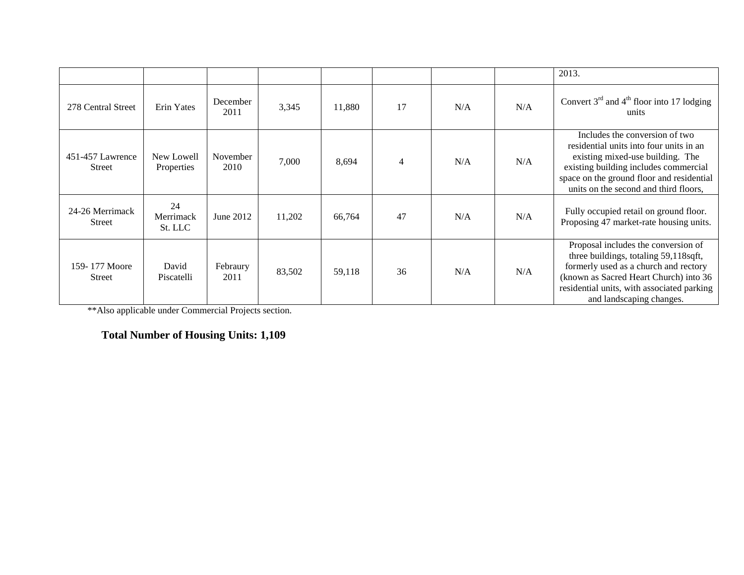| | | | | | | | | |
|---|---|---|---|---|---|---|---|---|
| | | | | | | | | 2013. |
| 278 Central Street | Erin Yates | December 2011 | 3,345 | 11,880 | 17 | N/A | N/A | Convert 3rd and 4th floor into 17 lodging units |
| 451-457 Lawrence Street | New Lowell Properties | November 2010 | 7,000 | 8,694 | 4 | N/A | N/A | Includes the conversion of two residential units into four units in an existing mixed-use building. The existing building includes commercial space on the ground floor and residential units on the second and third floors, |
| 24-26 Merrimack Street | 24 Merrimack St. LLC | June 2012 | 11,202 | 66,764 | 47 | N/A | N/A | Fully occupied retail on ground floor. Proposing 47 market-rate housing units. |
| 159- 177 Moore Street | David Piscatelli | Febraury 2011 | 83,502 | 59,118 | 36 | N/A | N/A | Proposal includes the conversion of three buildings, totaling 59,118sqft, formerly used as a church and rectory (known as Sacred Heart Church) into 36 residential units, with associated parking and landscaping changes. |

**Also applicable under Commercial Projects section.

**Total Number of Housing Units: 1,109**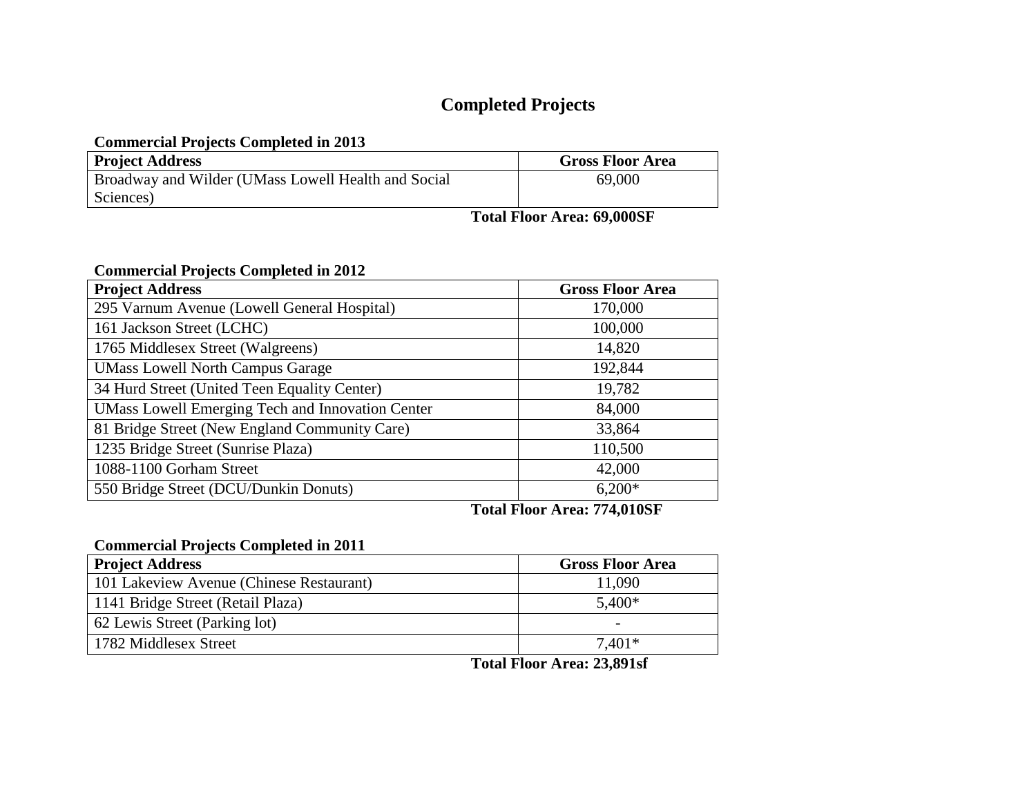# Completed Projects

**Commercial Projects Completed in 2013**

| Project Address | Gross Floor Area |
|---|---|
| Broadway and Wilder (UMass Lowell Health and Social Sciences) | 69,000 |

**Total Floor Area: 69,000SF**

**Commercial Projects Completed in 2012**

| Project Address | Gross Floor Area |
|---|---|
| 295 Varnum Avenue (Lowell General Hospital) | 170,000 |
| 161 Jackson Street (LCHC) | 100,000 |
| 1765 Middlesex Street (Walgreens) | 14,820 |
| UMass Lowell North Campus Garage | 192,844 |
| 34 Hurd Street (United Teen Equality Center) | 19,782 |
| UMass Lowell Emerging Tech and Innovation Center | 84,000 |
| 81 Bridge Street (New England Community Care) | 33,864 |
| 1235 Bridge Street (Sunrise Plaza) | 110,500 |
| 1088-1100 Gorham Street | 42,000 |
| 550 Bridge Street (DCU/Dunkin Donuts) | 6,200* |

**Total Floor Area: 774,010SF**

**Commercial Projects Completed in 2011**

| Project Address | Gross Floor Area |
|---|---|
| 101 Lakeview Avenue (Chinese Restaurant) | 11,090 |
| 1141 Bridge Street (Retail Plaza) | 5,400* |
| 62 Lewis Street (Parking lot) | - |
| 1782 Middlesex Street | 7,401* |

**Total Floor Area: 23,891sf**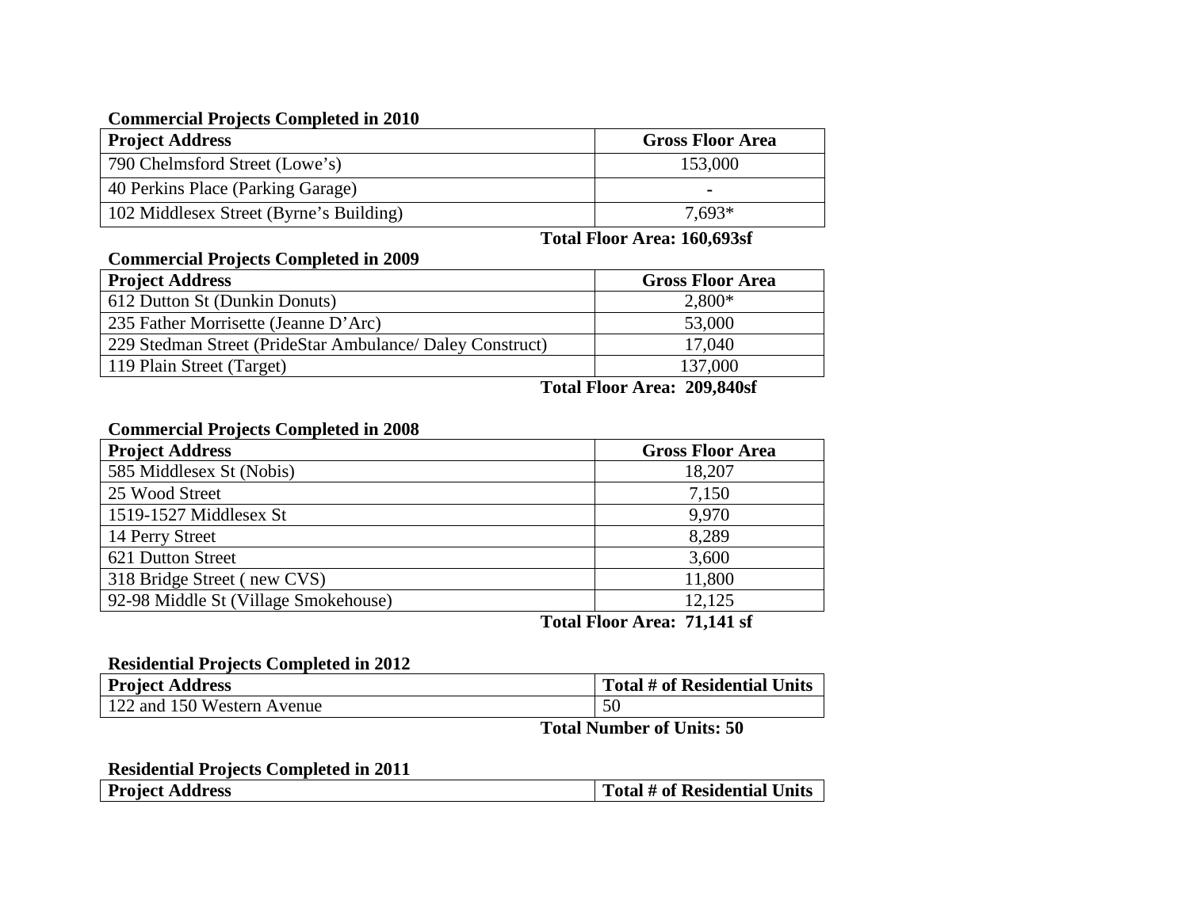**Commercial Projects Completed in 2010**

| Project Address | Gross Floor Area |
|---|---|
| 790 Chelmsford Street (Lowe's) | 153,000 |
| 40 Perkins Place (Parking Garage) | - |
| 102 Middlesex Street (Byrne's Building) | 7,693* |

**Total Floor Area: 160,693sf**

**Commercial Projects Completed in 2009**

| Project Address | Gross Floor Area |
|---|---|
| 612 Dutton St (Dunkin Donuts) | 2,800* |
| 235 Father Morrisette (Jeanne D'Arc) | 53,000 |
| 229 Stedman Street (PrideStar Ambulance/ Daley Construct) | 17,040 |
| 119 Plain Street (Target) | 137,000 |

**Total Floor Area: 209,840sf**

**Commercial Projects Completed in 2008**

| Project Address | Gross Floor Area |
|---|---|
| 585 Middlesex St (Nobis) | 18,207 |
| 25 Wood Street | 7,150 |
| 1519-1527 Middlesex St | 9,970 |
| 14 Perry Street | 8,289 |
| 621 Dutton Street | 3,600 |
| 318 Bridge Street ( new CVS) | 11,800 |
| 92-98 Middle St (Village Smokehouse) | 12,125 |

**Total Floor Area: 71,141 sf**

**Residential Projects Completed in 2012**

| Project Address | Total # of Residential Units |
|---|---|
| 122 and 150 Western Avenue | 50 |

**Total Number of Units: 50**

**Residential Projects Completed in 2011**

| Project Address | Total # of Residential Units |
|---|---|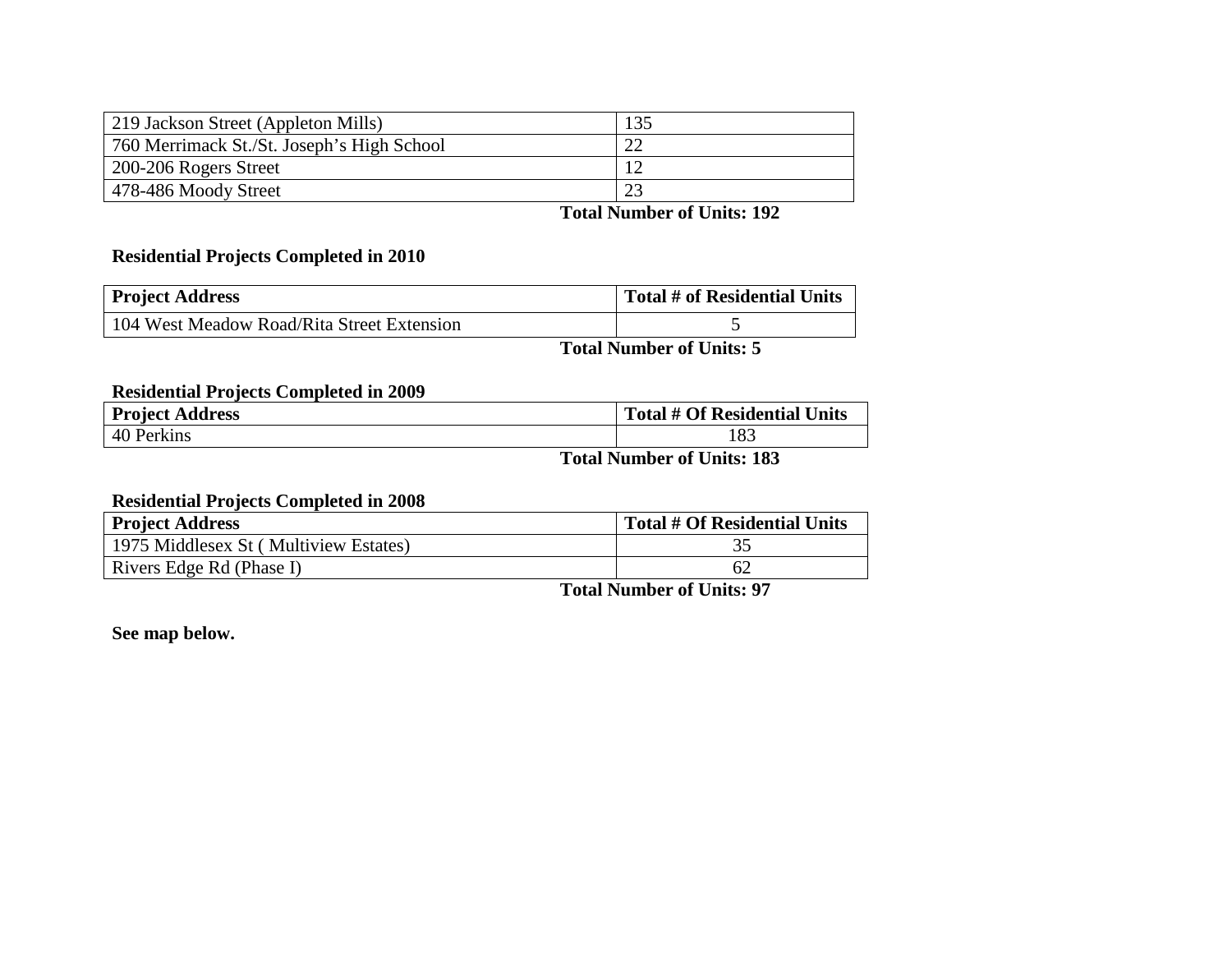| | |
|---|---|
| 219 Jackson Street (Appleton Mills) | 135 |
| 760 Merrimack St./St. Joseph's High School | 22 |
| 200-206 Rogers Street | 12 |
| 478-486 Moody Street | 23 |

**Total Number of Units: 192**

**Residential Projects Completed in 2010**

| Project Address | Total # of Residential Units |
|---|---|
| 104 West Meadow Road/Rita Street Extension | 5 |

**Total Number of Units: 5**

**Residential Projects Completed in 2009**

| Project Address | Total # Of Residential Units |
|---|---|
| 40 Perkins | 183 |

**Total Number of Units: 183**

**Residential Projects Completed in 2008**

| Project Address | Total # Of Residential Units |
|---|---|
| 1975 Middlesex St ( Multiview Estates) | 35 |
| Rivers Edge Rd (Phase I) | 62 |

**Total Number of Units: 97**

**See map below.**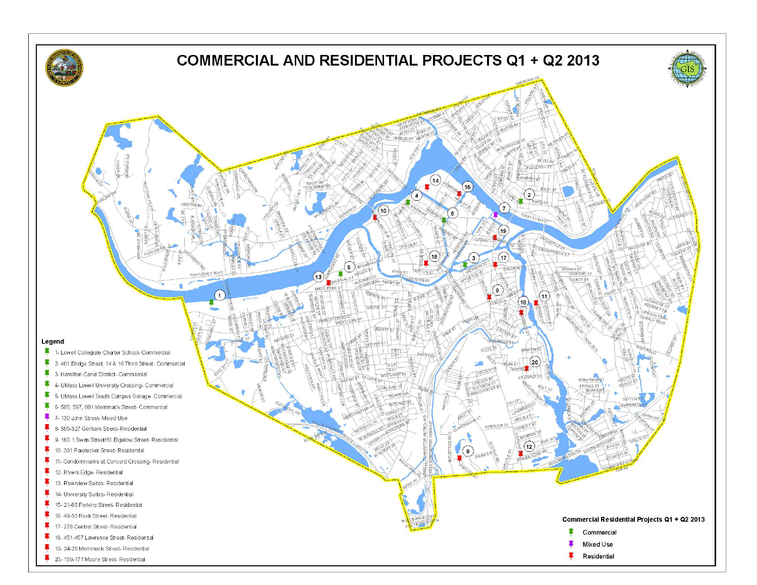# COMMERCIAL AND RESIDENTIAL PROJECTS Q1 + Q2 2013

**Legend**

- 1- Lowell Collegiate Charter School- Commercial
- 2- 401 Bridge Street, 14 & 16 Third Street- Commercial
- 3- Hamilton Canal District- Commercial
- 4- UMass Lowell University Crossing- Commercial
- 5- UMass Lowell South Campus Garage- Commercial
- 6- 585, 597, 601 Merrimack Street- Commercial
- 7- 130 John Street- Mixed Use
- 8- 305-327 Gorham Street- Residential
- 9- 160.1 Swan Street/61 Bigelow Street- Residential
- 10- 391 Pawtucket Street- Residential
- 11- Condominiums at Concord Crossing- Residential
- 12- Rivers Edge- Residential
- 13- Riverview Suites- Residential
- 14- University Suites- Residential
- 15- 21-65 Perkins Street- Residential
- 16- 49-55 Rock Street- Residential
- 17- 278 Central Street- Residential
- 18- 451-457 Lawrence Street- Residential
- 19- 24-26 Merrimack Street- Residential
- 20- 159-177 Moore Street- Residential

**Commercial Residential Projects Q1 + Q2 2013**

- Commercial
- Mixed Use
- Residential